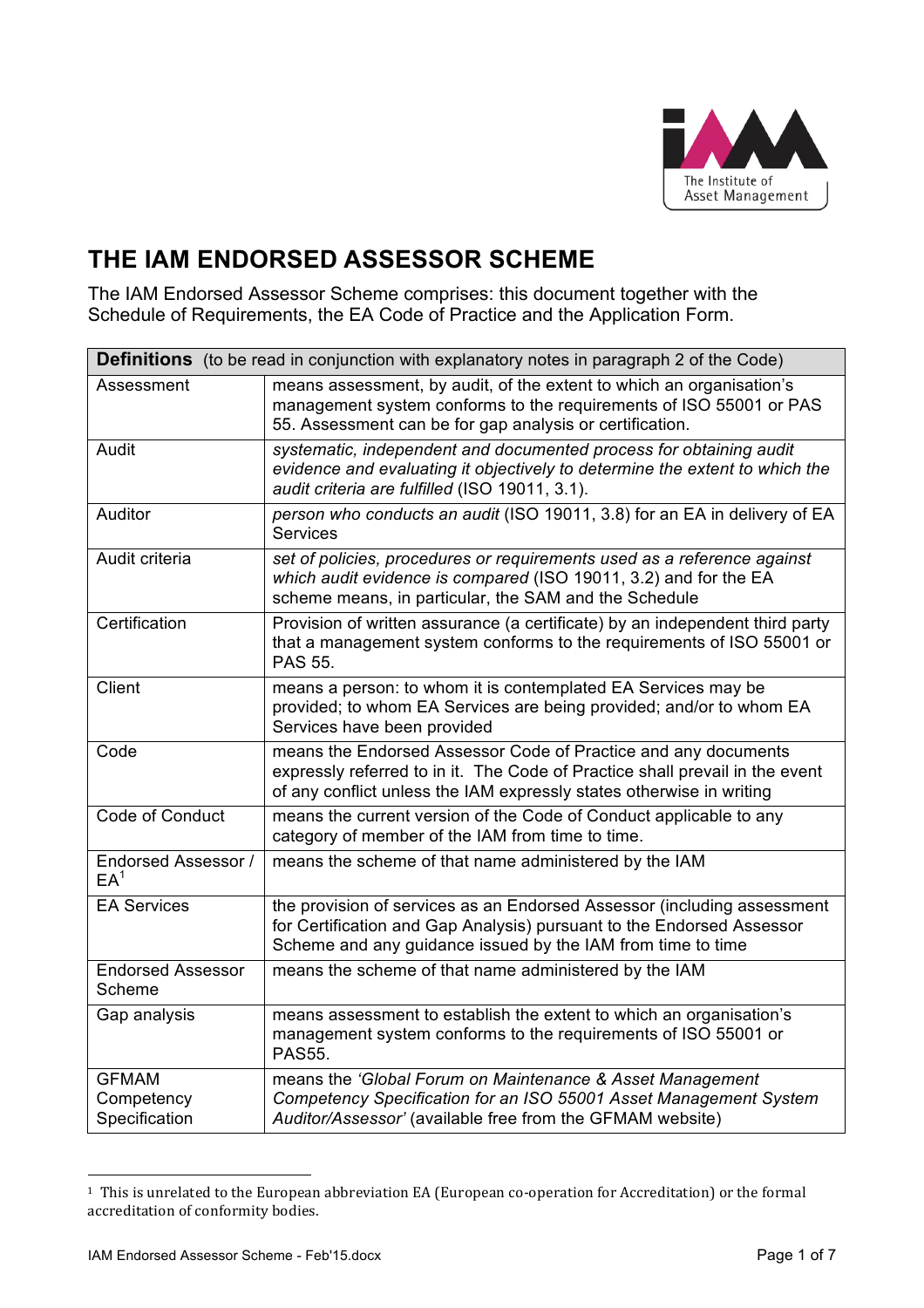# THE IAM ENDORSED ASSESSOR SCHEME

The IAM Endorsed Assessor Scheme comprises: this document together with the Schedule of Requirements, the EA Code of Practice and the Application Form.

| **Definitions** (to be read in conjunction with explanatory notes in paragraph 2 of the Code) | |
|---|---|
| Assessment | means assessment, by audit, of the extent to which an organisation's management system conforms to the requirements of ISO 55001 or PAS 55. Assessment can be for gap analysis or certification. |
| Audit | *systematic, independent and documented process for obtaining audit evidence and evaluating it objectively to determine the extent to which the audit criteria are fulfilled* (ISO 19011, 3.1). |
| Auditor | *person who conducts an audit* (ISO 19011, 3.8) for an EA in delivery of EA Services |
| Audit criteria | *set of policies, procedures or requirements used as a reference against which audit evidence is compared* (ISO 19011, 3.2) and for the EA scheme means, in particular, the SAM and the Schedule |
| Certification | Provision of written assurance (a certificate) by an independent third party that a management system conforms to the requirements of ISO 55001 or PAS 55. |
| Client | means a person: to whom it is contemplated EA Services may be provided; to whom EA Services are being provided; and/or to whom EA Services have been provided |
| Code | means the Endorsed Assessor Code of Practice and any documents expressly referred to in it. The Code of Practice shall prevail in the event of any conflict unless the IAM expressly states otherwise in writing |
| Code of Conduct | means the current version of the Code of Conduct applicable to any category of member of the IAM from time to time. |
| Endorsed Assessor / EA[1] | means the scheme of that name administered by the IAM |
| EA Services | the provision of services as an Endorsed Assessor (including assessment for Certification and Gap Analysis) pursuant to the Endorsed Assessor Scheme and any guidance issued by the IAM from time to time |
| Endorsed Assessor Scheme | means the scheme of that name administered by the IAM |
| Gap analysis | means assessment to establish the extent to which an organisation's management system conforms to the requirements of ISO 55001 or PAS55. |
| GFMAM Competency Specification | means the *'Global Forum on Maintenance & Asset Management Competency Specification for an ISO 55001 Asset Management System Auditor/Assessor'* (available free from the GFMAM website) |

[1] This is unrelated to the European abbreviation EA (European co-operation for Accreditation) or the formal accreditation of conformity bodies.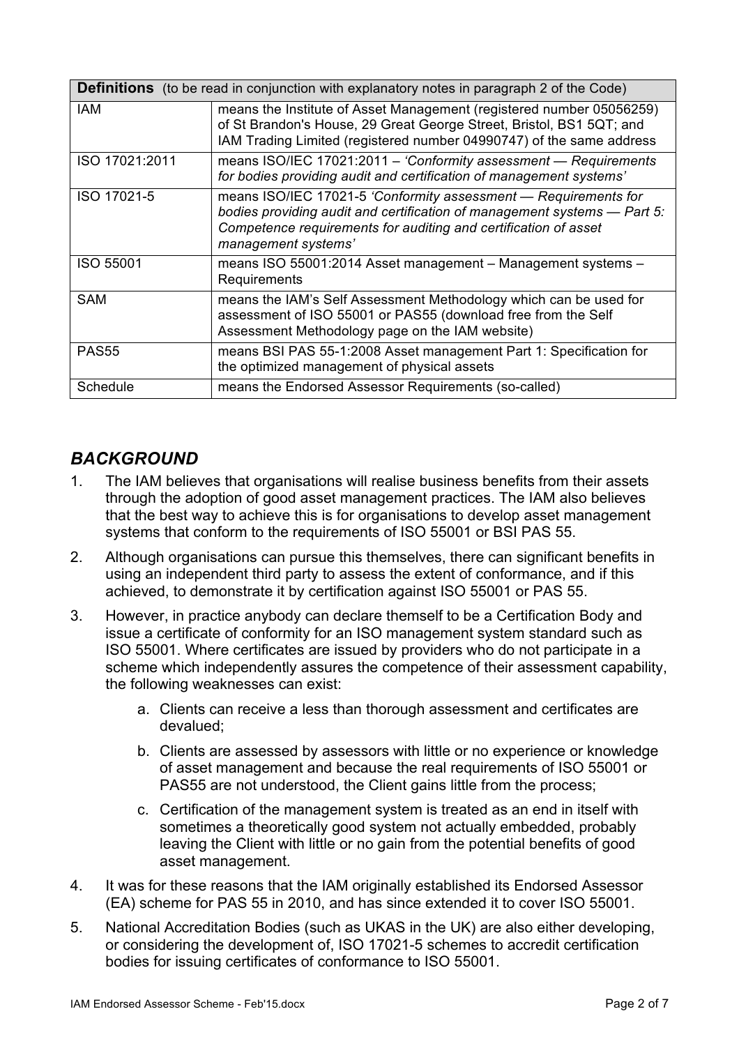| **Definitions** (to be read in conjunction with explanatory notes in paragraph 2 of the Code) | |
|---|---|
| IAM | means the Institute of Asset Management (registered number 05056259) of St Brandon's House, 29 Great George Street, Bristol, BS1 5QT; and IAM Trading Limited (registered number 04990747) of the same address |
| ISO 17021:2011 | means ISO/IEC 17021:2011 – *'Conformity assessment — Requirements for bodies providing audit and certification of management systems'* |
| ISO 17021-5 | means ISO/IEC 17021-5 *'Conformity assessment — Requirements for bodies providing audit and certification of management systems — Part 5: Competence requirements for auditing and certification of asset management systems'* |
| ISO 55001 | means ISO 55001:2014 Asset management – Management systems – Requirements |
| SAM | means the IAM's Self Assessment Methodology which can be used for assessment of ISO 55001 or PAS55 (download free from the Self Assessment Methodology page on the IAM website) |
| PAS55 | means BSI PAS 55-1:2008 Asset management Part 1: Specification for the optimized management of physical assets |
| Schedule | means the Endorsed Assessor Requirements (so-called) |

## *BACKGROUND*

1. The IAM believes that organisations will realise business benefits from their assets through the adoption of good asset management practices. The IAM also believes that the best way to achieve this is for organisations to develop asset management systems that conform to the requirements of ISO 55001 or BSI PAS 55.
2. Although organisations can pursue this themselves, there can significant benefits in using an independent third party to assess the extent of conformance, and if this achieved, to demonstrate it by certification against ISO 55001 or PAS 55.
3. However, in practice anybody can declare themself to be a Certification Body and issue a certificate of conformity for an ISO management system standard such as ISO 55001. Where certificates are issued by providers who do not participate in a scheme which independently assures the competence of their assessment capability, the following weaknesses can exist:
    a. Clients can receive a less than thorough assessment and certificates are devalued;
    b. Clients are assessed by assessors with little or no experience or knowledge of asset management and because the real requirements of ISO 55001 or PAS55 are not understood, the Client gains little from the process;
    c. Certification of the management system is treated as an end in itself with sometimes a theoretically good system not actually embedded, probably leaving the Client with little or no gain from the potential benefits of good asset management.
4. It was for these reasons that the IAM originally established its Endorsed Assessor (EA) scheme for PAS 55 in 2010, and has since extended it to cover ISO 55001.
5. National Accreditation Bodies (such as UKAS in the UK) are also either developing, or considering the development of, ISO 17021-5 schemes to accredit certification bodies for issuing certificates of conformance to ISO 55001.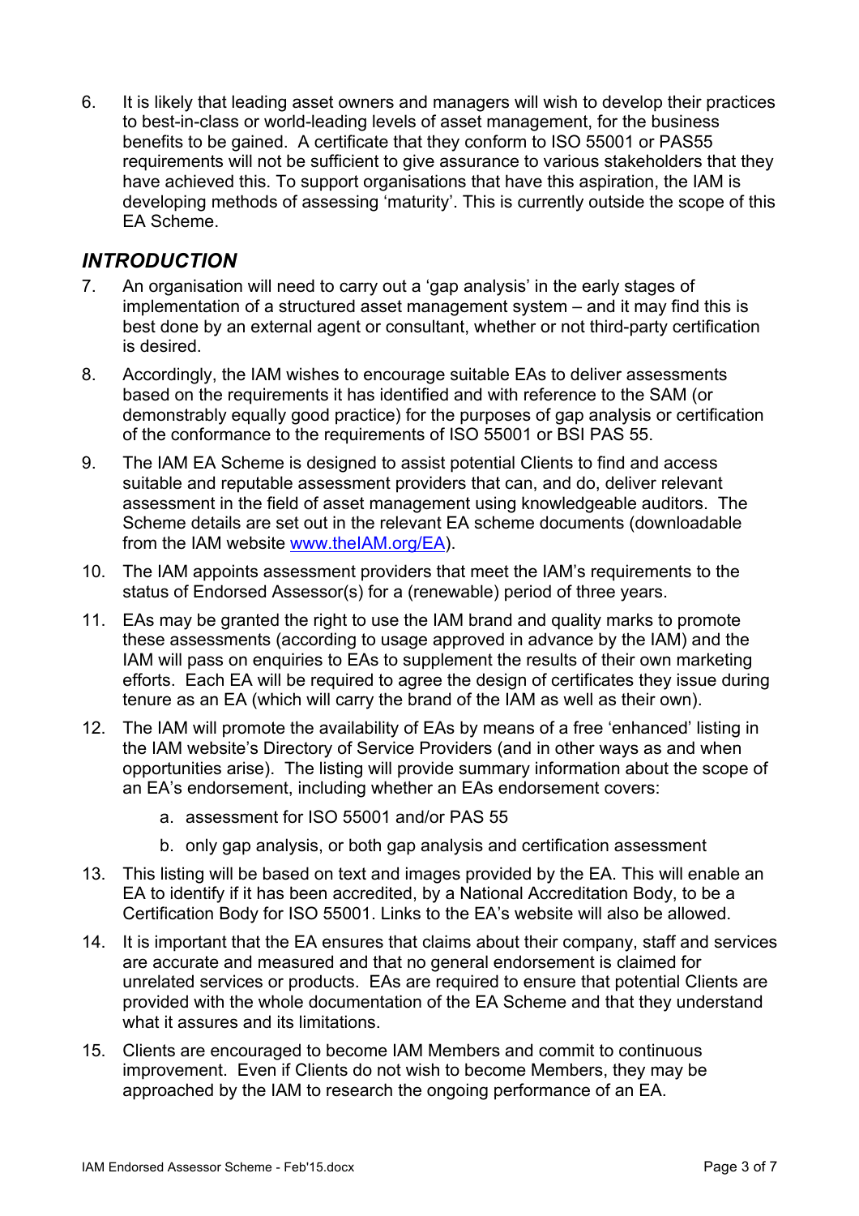6. It is likely that leading asset owners and managers will wish to develop their practices to best-in-class or world-leading levels of asset management, for the business benefits to be gained. A certificate that they conform to ISO 55001 or PAS55 requirements will not be sufficient to give assurance to various stakeholders that they have achieved this. To support organisations that have this aspiration, the IAM is developing methods of assessing 'maturity'. This is currently outside the scope of this EA Scheme.

## *INTRODUCTION*

7. An organisation will need to carry out a 'gap analysis' in the early stages of implementation of a structured asset management system – and it may find this is best done by an external agent or consultant, whether or not third-party certification is desired.

8. Accordingly, the IAM wishes to encourage suitable EAs to deliver assessments based on the requirements it has identified and with reference to the SAM (or demonstrably equally good practice) for the purposes of gap analysis or certification of the conformance to the requirements of ISO 55001 or BSI PAS 55.

9. The IAM EA Scheme is designed to assist potential Clients to find and access suitable and reputable assessment providers that can, and do, deliver relevant assessment in the field of asset management using knowledgeable auditors. The Scheme details are set out in the relevant EA scheme documents (downloadable from the IAM website [www.theIAM.org/EA](www.theIAM.org/EA)).

10. The IAM appoints assessment providers that meet the IAM's requirements to the status of Endorsed Assessor(s) for a (renewable) period of three years.

11. EAs may be granted the right to use the IAM brand and quality marks to promote these assessments (according to usage approved in advance by the IAM) and the IAM will pass on enquiries to EAs to supplement the results of their own marketing efforts. Each EA will be required to agree the design of certificates they issue during tenure as an EA (which will carry the brand of the IAM as well as their own).

12. The IAM will promote the availability of EAs by means of a free 'enhanced' listing in the IAM website's Directory of Service Providers (and in other ways as and when opportunities arise). The listing will provide summary information about the scope of an EA's endorsement, including whether an EAs endorsement covers:

    a. assessment for ISO 55001 and/or PAS 55

    b. only gap analysis, or both gap analysis and certification assessment

13. This listing will be based on text and images provided by the EA. This will enable an EA to identify if it has been accredited, by a National Accreditation Body, to be a Certification Body for ISO 55001. Links to the EA's website will also be allowed.

14. It is important that the EA ensures that claims about their company, staff and services are accurate and measured and that no general endorsement is claimed for unrelated services or products. EAs are required to ensure that potential Clients are provided with the whole documentation of the EA Scheme and that they understand what it assures and its limitations.

15. Clients are encouraged to become IAM Members and commit to continuous improvement. Even if Clients do not wish to become Members, they may be approached by the IAM to research the ongoing performance of an EA.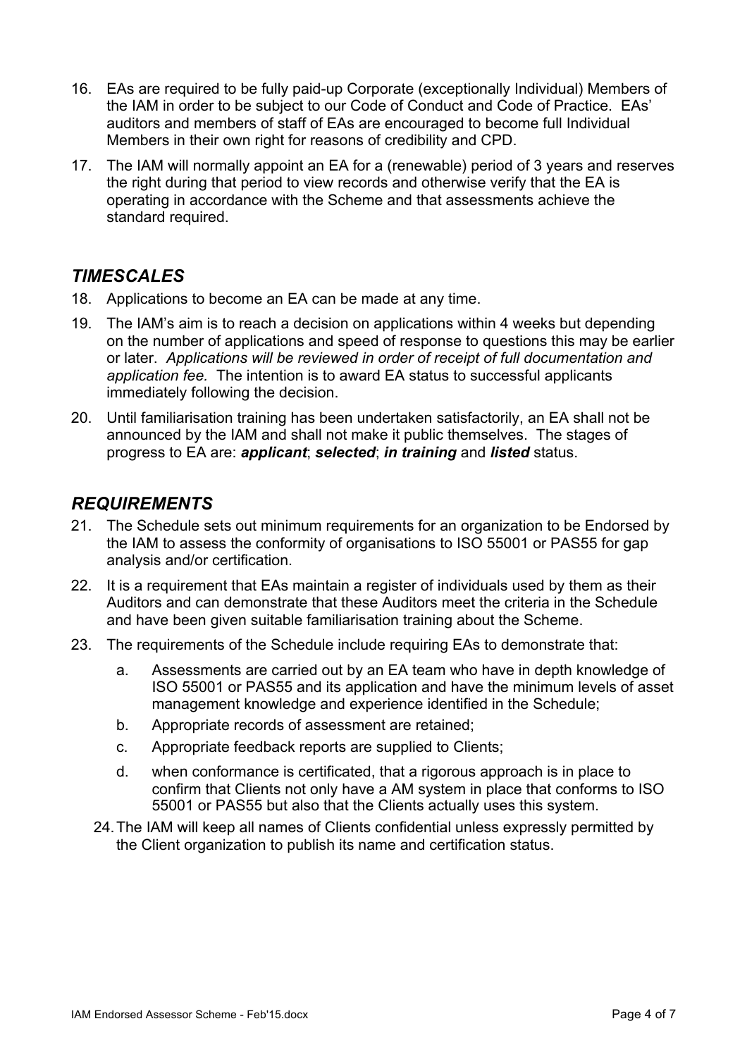16. EAs are required to be fully paid-up Corporate (exceptionally Individual) Members of the IAM in order to be subject to our Code of Conduct and Code of Practice. EAs' auditors and members of staff of EAs are encouraged to become full Individual Members in their own right for reasons of credibility and CPD.
17. The IAM will normally appoint an EA for a (renewable) period of 3 years and reserves the right during that period to view records and otherwise verify that the EA is operating in accordance with the Scheme and that assessments achieve the standard required.

## *TIMESCALES*

18. Applications to become an EA can be made at any time.
19. The IAM's aim is to reach a decision on applications within 4 weeks but depending on the number of applications and speed of response to questions this may be earlier or later. *Applications will be reviewed in order of receipt of full documentation and application fee.* The intention is to award EA status to successful applicants immediately following the decision.
20. Until familiarisation training has been undertaken satisfactorily, an EA shall not be announced by the IAM and shall not make it public themselves. The stages of progress to EA are: ***applicant***; ***selected***; ***in training*** and ***listed*** status.

## *REQUIREMENTS*

21. The Schedule sets out minimum requirements for an organization to be Endorsed by the IAM to assess the conformity of organisations to ISO 55001 or PAS55 for gap analysis and/or certification.
22. It is a requirement that EAs maintain a register of individuals used by them as their Auditors and can demonstrate that these Auditors meet the criteria in the Schedule and have been given suitable familiarisation training about the Scheme.
23. The requirements of the Schedule include requiring EAs to demonstrate that:
    a. Assessments are carried out by an EA team who have in depth knowledge of ISO 55001 or PAS55 and its application and have the minimum levels of asset management knowledge and experience identified in the Schedule;
    b. Appropriate records of assessment are retained;
    c. Appropriate feedback reports are supplied to Clients;
    d. when conformance is certificated, that a rigorous approach is in place to confirm that Clients not only have a AM system in place that conforms to ISO 55001 or PAS55 but also that the Clients actually uses this system.
24. The IAM will keep all names of Clients confidential unless expressly permitted by the Client organization to publish its name and certification status.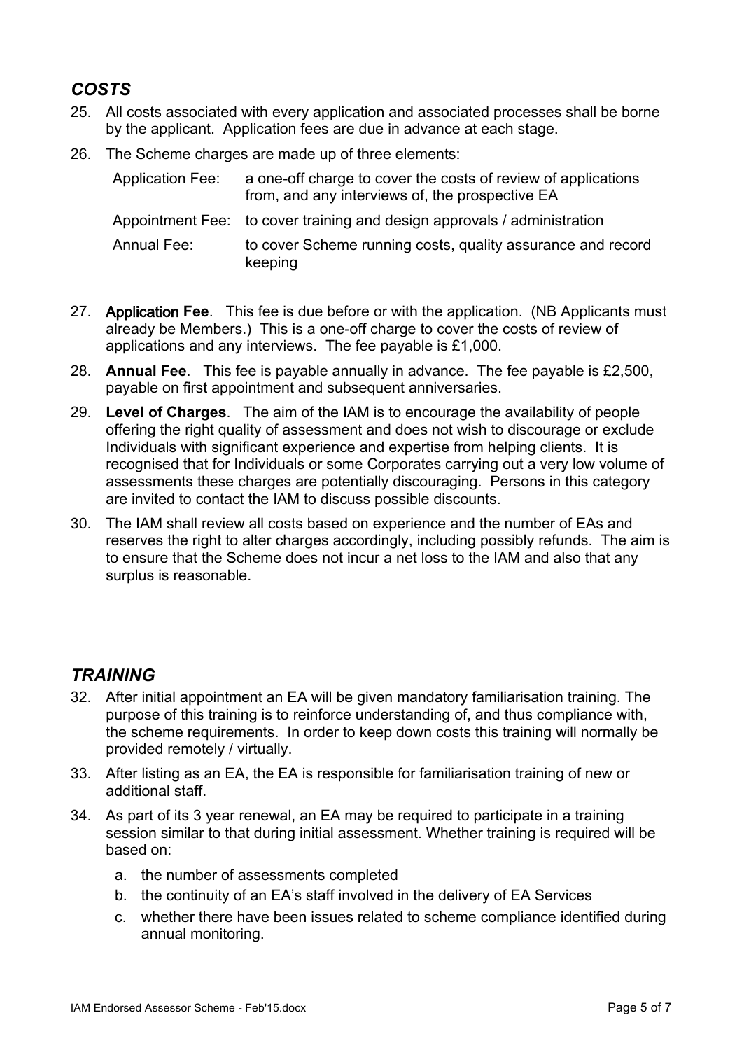## *COSTS*

25. All costs associated with every application and associated processes shall be borne by the applicant. Application fees are due in advance at each stage.

26. The Scheme charges are made up of three elements:

| | |
|---|---|
| Application Fee: | a one-off charge to cover the costs of review of applications from, and any interviews of, the prospective EA |
| Appointment Fee: | to cover training and design approvals / administration |
| Annual Fee: | to cover Scheme running costs, quality assurance and record keeping |

27. **Application Fee**. This fee is due before or with the application. (NB Applicants must already be Members.) This is a one-off charge to cover the costs of review of applications and any interviews. The fee payable is £1,000.

28. **Annual Fee**. This fee is payable annually in advance. The fee payable is £2,500, payable on first appointment and subsequent anniversaries.

29. **Level of Charges**. The aim of the IAM is to encourage the availability of people offering the right quality of assessment and does not wish to discourage or exclude Individuals with significant experience and expertise from helping clients. It is recognised that for Individuals or some Corporates carrying out a very low volume of assessments these charges are potentially discouraging. Persons in this category are invited to contact the IAM to discuss possible discounts.

30. The IAM shall review all costs based on experience and the number of EAs and reserves the right to alter charges accordingly, including possibly refunds. The aim is to ensure that the Scheme does not incur a net loss to the IAM and also that any surplus is reasonable.

## *TRAINING*

32. After initial appointment an EA will be given mandatory familiarisation training. The purpose of this training is to reinforce understanding of, and thus compliance with, the scheme requirements. In order to keep down costs this training will normally be provided remotely / virtually.

33. After listing as an EA, the EA is responsible for familiarisation training of new or additional staff.

34. As part of its 3 year renewal, an EA may be required to participate in a training session similar to that during initial assessment. Whether training is required will be based on:

    a. the number of assessments completed

    b. the continuity of an EA's staff involved in the delivery of EA Services

    c. whether there have been issues related to scheme compliance identified during annual monitoring.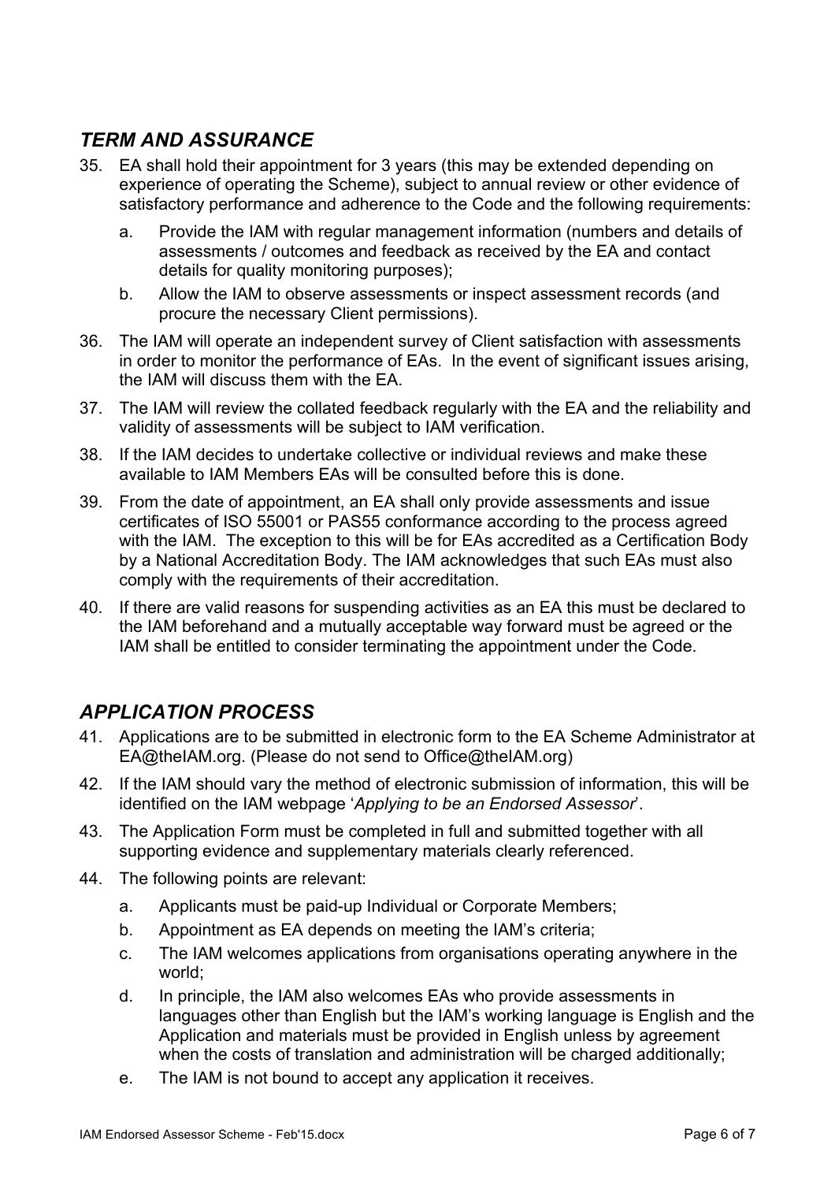## *TERM AND ASSURANCE*

35. EA shall hold their appointment for 3 years (this may be extended depending on experience of operating the Scheme), subject to annual review or other evidence of satisfactory performance and adherence to the Code and the following requirements:
    a. Provide the IAM with regular management information (numbers and details of assessments / outcomes and feedback as received by the EA and contact details for quality monitoring purposes);
    b. Allow the IAM to observe assessments or inspect assessment records (and procure the necessary Client permissions).
36. The IAM will operate an independent survey of Client satisfaction with assessments in order to monitor the performance of EAs. In the event of significant issues arising, the IAM will discuss them with the EA.
37. The IAM will review the collated feedback regularly with the EA and the reliability and validity of assessments will be subject to IAM verification.
38. If the IAM decides to undertake collective or individual reviews and make these available to IAM Members EAs will be consulted before this is done.
39. From the date of appointment, an EA shall only provide assessments and issue certificates of ISO 55001 or PAS55 conformance according to the process agreed with the IAM. The exception to this will be for EAs accredited as a Certification Body by a National Accreditation Body. The IAM acknowledges that such EAs must also comply with the requirements of their accreditation.
40. If there are valid reasons for suspending activities as an EA this must be declared to the IAM beforehand and a mutually acceptable way forward must be agreed or the IAM shall be entitled to consider terminating the appointment under the Code.

## *APPLICATION PROCESS*

41. Applications are to be submitted in electronic form to the EA Scheme Administrator at EA@theIAM.org. (Please do not send to Office@theIAM.org)
42. If the IAM should vary the method of electronic submission of information, this will be identified on the IAM webpage '*Applying to be an Endorsed Assessor*'.
43. The Application Form must be completed in full and submitted together with all supporting evidence and supplementary materials clearly referenced.
44. The following points are relevant:
    a. Applicants must be paid-up Individual or Corporate Members;
    b. Appointment as EA depends on meeting the IAM's criteria;
    c. The IAM welcomes applications from organisations operating anywhere in the world;
    d. In principle, the IAM also welcomes EAs who provide assessments in languages other than English but the IAM's working language is English and the Application and materials must be provided in English unless by agreement when the costs of translation and administration will be charged additionally;
    e. The IAM is not bound to accept any application it receives.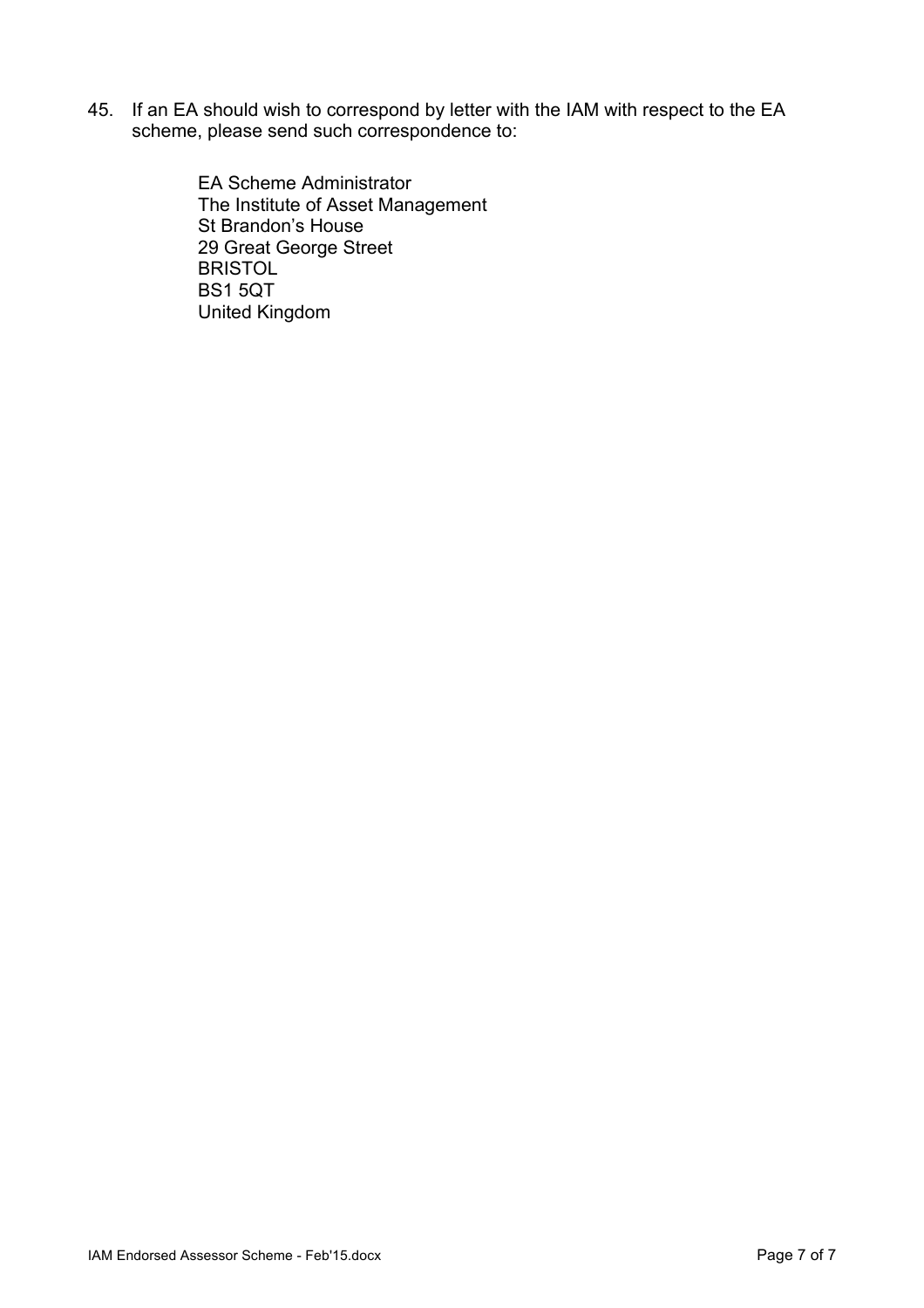45. If an EA should wish to correspond by letter with the IAM with respect to the EA scheme, please send such correspondence to:

    EA Scheme Administrator
    The Institute of Asset Management
    St Brandon's House
    29 Great George Street
    BRISTOL
    BS1 5QT
    United Kingdom